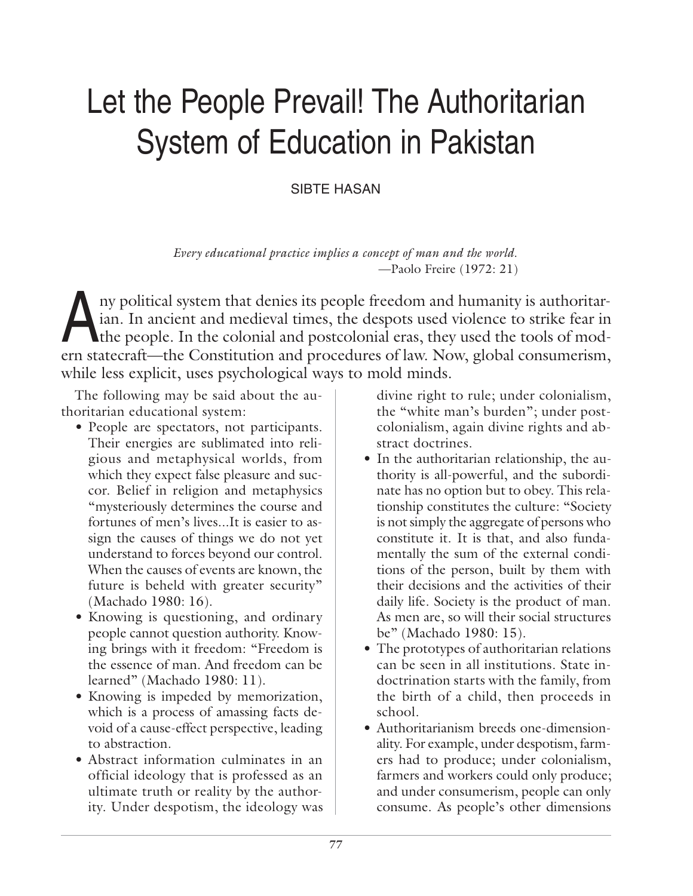# Let the People Prevail! The Authoritarian System of Education in Pakistan

SIBTE HASAN

> *Every educational practice implies a concept of man and the world.*
> —Paolo Freire (1972: 21)

Any political system that denies its people freedom and humanity is authoritarian. In ancient and medieval times, the despots used violence to strike fear in the people. In the colonial and postcolonial eras, they used the tools of modern statecraft—the Constitution and procedures of law. Now, global consumerism, while less explicit, uses psychological ways to mold minds.

The following may be said about the authoritarian educational system:

- People are spectators, not participants. Their energies are sublimated into religious and metaphysical worlds, from which they expect false pleasure and succor. Belief in religion and metaphysics "mysteriously determines the course and fortunes of men's lives...It is easier to assign the causes of things we do not yet understand to forces beyond our control. When the causes of events are known, the future is beheld with greater security" (Machado 1980: 16).
- Knowing is questioning, and ordinary people cannot question authority. Knowing brings with it freedom: "Freedom is the essence of man. And freedom can be learned" (Machado 1980: 11).
- Knowing is impeded by memorization, which is a process of amassing facts devoid of a cause-effect perspective, leading to abstraction.
- Abstract information culminates in an official ideology that is professed as an ultimate truth or reality by the authority. Under despotism, the ideology was divine right to rule; under colonialism, the "white man's burden"; under postcolonialism, again divine rights and abstract doctrines.
- In the authoritarian relationship, the authority is all-powerful, and the subordinate has no option but to obey. This relationship constitutes the culture: "Society is not simply the aggregate of persons who constitute it. It is that, and also fundamentally the sum of the external conditions of the person, built by them with their decisions and the activities of their daily life. Society is the product of man. As men are, so will their social structures be" (Machado 1980: 15).
- The prototypes of authoritarian relations can be seen in all institutions. State indoctrination starts with the family, from the birth of a child, then proceeds in school.
- Authoritarianism breeds one-dimensionality. For example, under despotism, farmers had to produce; under colonialism, farmers and workers could only produce; and under consumerism, people can only consume. As people's other dimensions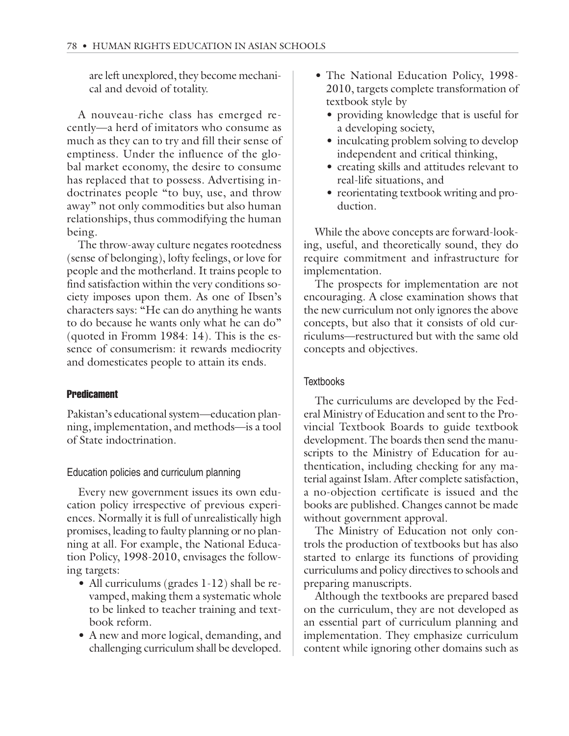are left unexplored, they become mechanical and devoid of totality.

A nouveau-riche class has emerged recently—a herd of imitators who consume as much as they can to try and fill their sense of emptiness. Under the influence of the global market economy, the desire to consume has replaced that to possess. Advertising indoctrinates people "to buy, use, and throw away" not only commodities but also human relationships, thus commodifying the human being.

The throw-away culture negates rootedness (sense of belonging), lofty feelings, or love for people and the motherland. It trains people to find satisfaction within the very conditions society imposes upon them. As one of Ibsen's characters says: "He can do anything he wants to do because he wants only what he can do" (quoted in Fromm 1984: 14). This is the essence of consumerism: it rewards mediocrity and domesticates people to attain its ends.

## Predicament

Pakistan's educational system—education planning, implementation, and methods—is a tool of State indoctrination.

### Education policies and curriculum planning

Every new government issues its own education policy irrespective of previous experiences. Normally it is full of unrealistically high promises, leading to faulty planning or no planning at all. For example, the National Education Policy, 1998-2010, envisages the following targets:

- All curriculums (grades 1-12) shall be revamped, making them a systematic whole to be linked to teacher training and textbook reform.
- A new and more logical, demanding, and challenging curriculum shall be developed.
- The National Education Policy, 1998-2010, targets complete transformation of textbook style by
  - providing knowledge that is useful for a developing society,
  - inculcating problem solving to develop independent and critical thinking,
  - creating skills and attitudes relevant to real-life situations, and
  - reorientating textbook writing and production.

While the above concepts are forward-looking, useful, and theoretically sound, they do require commitment and infrastructure for implementation.

The prospects for implementation are not encouraging. A close examination shows that the new curriculum not only ignores the above concepts, but also that it consists of old curriculums—restructured but with the same old concepts and objectives.

### Textbooks

The curriculums are developed by the Federal Ministry of Education and sent to the Provincial Textbook Boards to guide textbook development. The boards then send the manuscripts to the Ministry of Education for authentication, including checking for any material against Islam. After complete satisfaction, a no-objection certificate is issued and the books are published. Changes cannot be made without government approval.

The Ministry of Education not only controls the production of textbooks but has also started to enlarge its functions of providing curriculums and policy directives to schools and preparing manuscripts.

Although the textbooks are prepared based on the curriculum, they are not developed as an essential part of curriculum planning and implementation. They emphasize curriculum content while ignoring other domains such as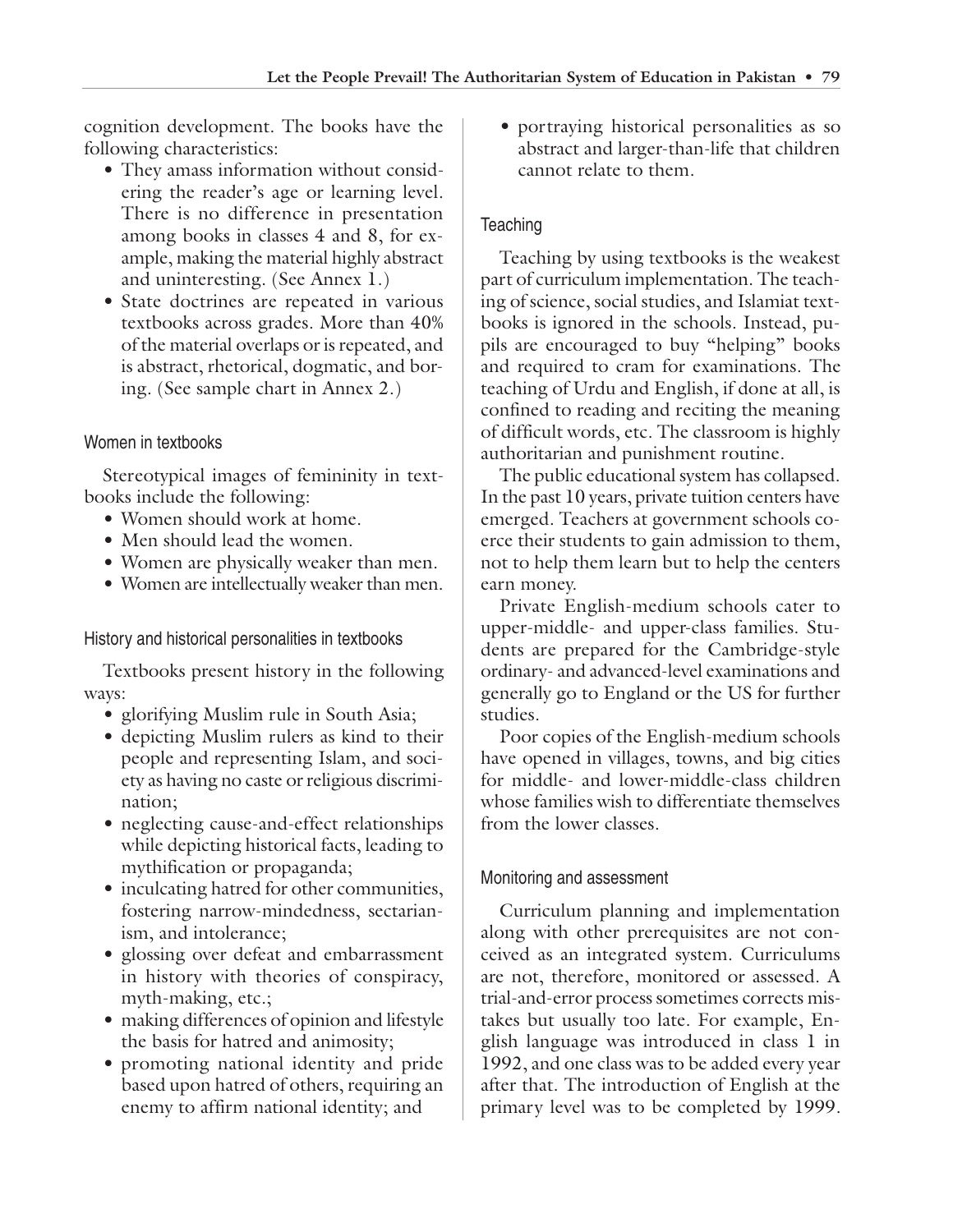cognition development. The books have the following characteristics:

- They amass information without considering the reader's age or learning level. There is no difference in presentation among books in classes 4 and 8, for example, making the material highly abstract and uninteresting. (See Annex 1.)
- State doctrines are repeated in various textbooks across grades. More than 40% of the material overlaps or is repeated, and is abstract, rhetorical, dogmatic, and boring. (See sample chart in Annex 2.)

#### Women in textbooks

Stereotypical images of femininity in textbooks include the following:

- Women should work at home.
- Men should lead the women.
- Women are physically weaker than men.
- Women are intellectually weaker than men.

#### History and historical personalities in textbooks

Textbooks present history in the following ways:

- glorifying Muslim rule in South Asia;
- depicting Muslim rulers as kind to their people and representing Islam, and society as having no caste or religious discrimination;
- neglecting cause-and-effect relationships while depicting historical facts, leading to mythification or propaganda;
- inculcating hatred for other communities, fostering narrow-mindedness, sectarianism, and intolerance;
- glossing over defeat and embarrassment in history with theories of conspiracy, myth-making, etc.;
- making differences of opinion and lifestyle the basis for hatred and animosity;
- promoting national identity and pride based upon hatred of others, requiring an enemy to affirm national identity; and
- portraying historical personalities as so abstract and larger-than-life that children cannot relate to them.

#### Teaching

Teaching by using textbooks is the weakest part of curriculum implementation. The teaching of science, social studies, and Islamiat textbooks is ignored in the schools. Instead, pupils are encouraged to buy "helping" books and required to cram for examinations. The teaching of Urdu and English, if done at all, is confined to reading and reciting the meaning of difficult words, etc. The classroom is highly authoritarian and punishment routine.

The public educational system has collapsed. In the past 10 years, private tuition centers have emerged. Teachers at government schools coerce their students to gain admission to them, not to help them learn but to help the centers earn money.

Private English-medium schools cater to upper-middle- and upper-class families. Students are prepared for the Cambridge-style ordinary- and advanced-level examinations and generally go to England or the US for further studies.

Poor copies of the English-medium schools have opened in villages, towns, and big cities for middle- and lower-middle-class children whose families wish to differentiate themselves from the lower classes.

#### Monitoring and assessment

Curriculum planning and implementation along with other prerequisites are not conceived as an integrated system. Curriculums are not, therefore, monitored or assessed. A trial-and-error process sometimes corrects mistakes but usually too late. For example, English language was introduced in class 1 in 1992, and one class was to be added every year after that. The introduction of English at the primary level was to be completed by 1999.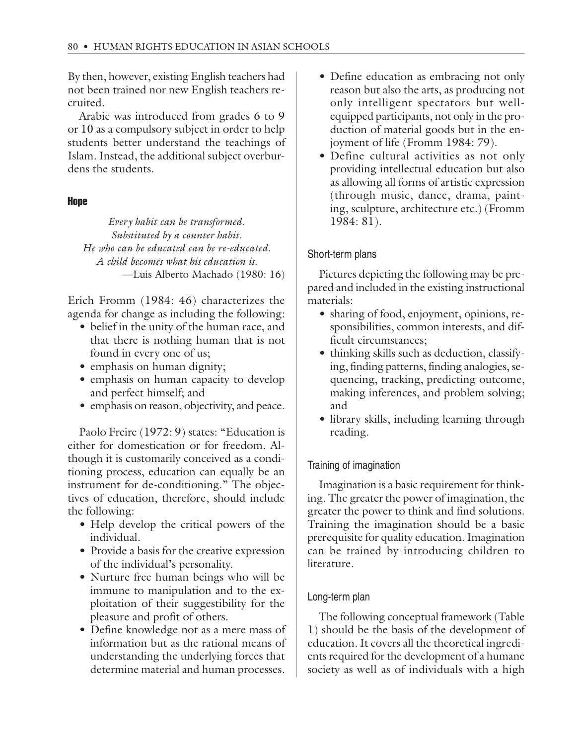By then, however, existing English teachers had not been trained nor new English teachers recruited.

Arabic was introduced from grades 6 to 9 or 10 as a compulsory subject in order to help students better understand the teachings of Islam. Instead, the additional subject overburdens the students.

### Hope

*Every habit can be transformed.*
*Substituted by a counter habit.*
*He who can be educated can be re-educated.*
*A child becomes what his education is.*
—Luis Alberto Machado (1980: 16)

Erich Fromm (1984: 46) characterizes the agenda for change as including the following:

- belief in the unity of the human race, and that there is nothing human that is not found in every one of us;
- emphasis on human dignity;
- emphasis on human capacity to develop and perfect himself; and
- emphasis on reason, objectivity, and peace.

Paolo Freire (1972: 9) states: "Education is either for domestication or for freedom. Although it is customarily conceived as a conditioning process, education can equally be an instrument for de-conditioning." The objectives of education, therefore, should include the following:

- Help develop the critical powers of the individual.
- Provide a basis for the creative expression of the individual's personality.
- Nurture free human beings who will be immune to manipulation and to the exploitation of their suggestibility for the pleasure and profit of others.
- Define knowledge not as a mere mass of information but as the rational means of understanding the underlying forces that determine material and human processes.
- Define education as embracing not only reason but also the arts, as producing not only intelligent spectators but well-equipped participants, not only in the production of material goods but in the enjoyment of life (Fromm 1984: 79).
- Define cultural activities as not only providing intellectual education but also as allowing all forms of artistic expression (through music, dance, drama, painting, sculpture, architecture etc.) (Fromm 1984: 81).

#### Short-term plans

Pictures depicting the following may be prepared and included in the existing instructional materials:

- sharing of food, enjoyment, opinions, responsibilities, common interests, and difficult circumstances;
- thinking skills such as deduction, classifying, finding patterns, finding analogies, sequencing, tracking, predicting outcome, making inferences, and problem solving; and
- library skills, including learning through reading.

#### Training of imagination

Imagination is a basic requirement for thinking. The greater the power of imagination, the greater the power to think and find solutions. Training the imagination should be a basic prerequisite for quality education. Imagination can be trained by introducing children to literature.

#### Long-term plan

The following conceptual framework (Table 1) should be the basis of the development of education. It covers all the theoretical ingredients required for the development of a humane society as well as of individuals with a high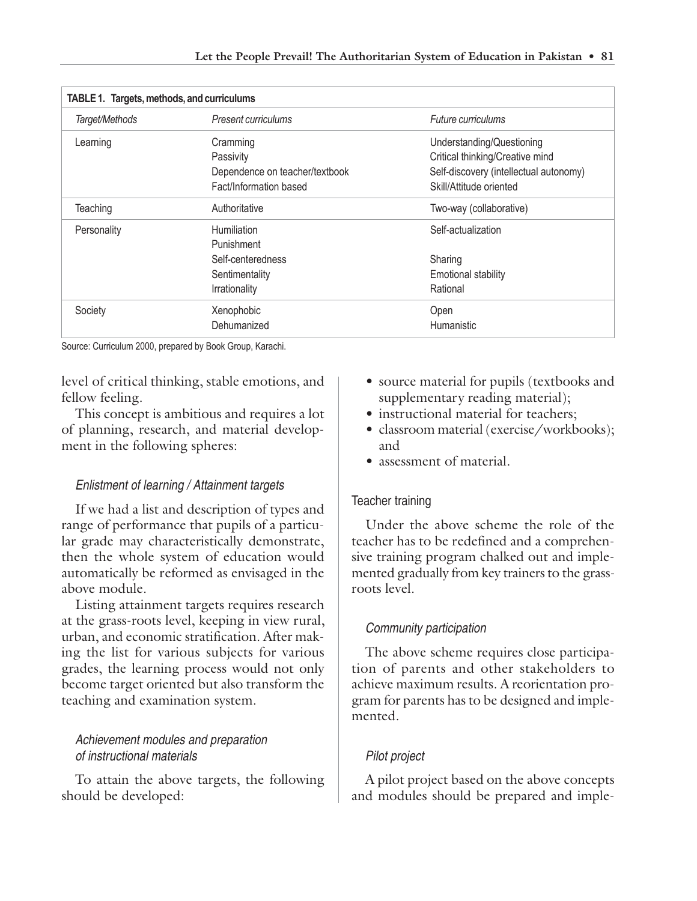**TABLE 1. Targets, methods, and curriculums**

| *Target/Methods* | *Present curriculums* | *Future curriculums* |
|---|---|---|
| Learning | Cramming<br>Passivity<br>Dependence on teacher/textbook<br>Fact/Information based | Understanding/Questioning<br>Critical thinking/Creative mind<br>Self-discovery (intellectual autonomy)<br>Skill/Attitude oriented |
| Teaching | Authoritative | Two-way (collaborative) |
| Personality | Humiliation<br>Punishment<br>Self-centeredness<br>Sentimentality<br>Irrationality | Self-actualization<br><br>Sharing<br>Emotional stability<br>Rational |
| Society | Xenophobic<br>Dehumanized | Open<br>Humanistic |

Source: Curriculum 2000, prepared by Book Group, Karachi.

level of critical thinking, stable emotions, and fellow feeling.

This concept is ambitious and requires a lot of planning, research, and material development in the following spheres:

### *Enlistment of learning / Attainment targets*

If we had a list and description of types and range of performance that pupils of a particular grade may characteristically demonstrate, then the whole system of education would automatically be reformed as envisaged in the above module.

Listing attainment targets requires research at the grass-roots level, keeping in view rural, urban, and economic stratification. After making the list for various subjects for various grades, the learning process would not only become target oriented but also transform the teaching and examination system.

### *Achievement modules and preparation of instructional materials*

To attain the above targets, the following should be developed:

- source material for pupils (textbooks and supplementary reading material);
- instructional material for teachers;
- classroom material (exercise/workbooks); and
- assessment of material.

### Teacher training

Under the above scheme the role of the teacher has to be redefined and a comprehensive training program chalked out and implemented gradually from key trainers to the grass-roots level.

### *Community participation*

The above scheme requires close participation of parents and other stakeholders to achieve maximum results. A reorientation program for parents has to be designed and implemented.

### *Pilot project*

A pilot project based on the above concepts and modules should be prepared and imple-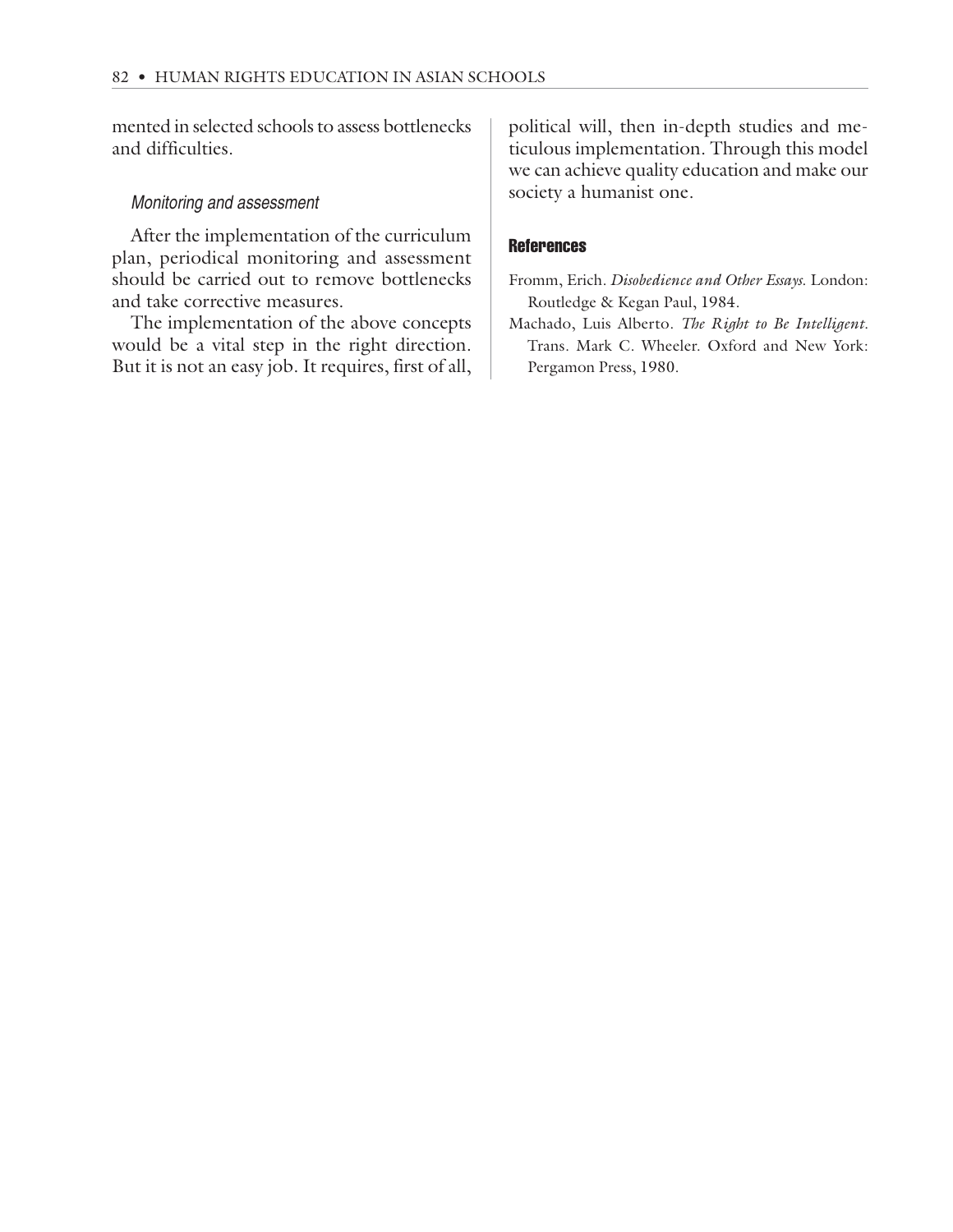mented in selected schools to assess bottlenecks and difficulties.

### *Monitoring and assessment*

After the implementation of the curriculum plan, periodical monitoring and assessment should be carried out to remove bottlenecks and take corrective measures.

The implementation of the above concepts would be a vital step in the right direction. But it is not an easy job. It requires, first of all, political will, then in-depth studies and meticulous implementation. Through this model we can achieve quality education and make our society a humanist one.

## References

Fromm, Erich. *Disobedience and Other Essays.* London: Routledge & Kegan Paul, 1984.

Machado, Luis Alberto. *The Right to Be Intelligent.* Trans. Mark C. Wheeler. Oxford and New York: Pergamon Press, 1980.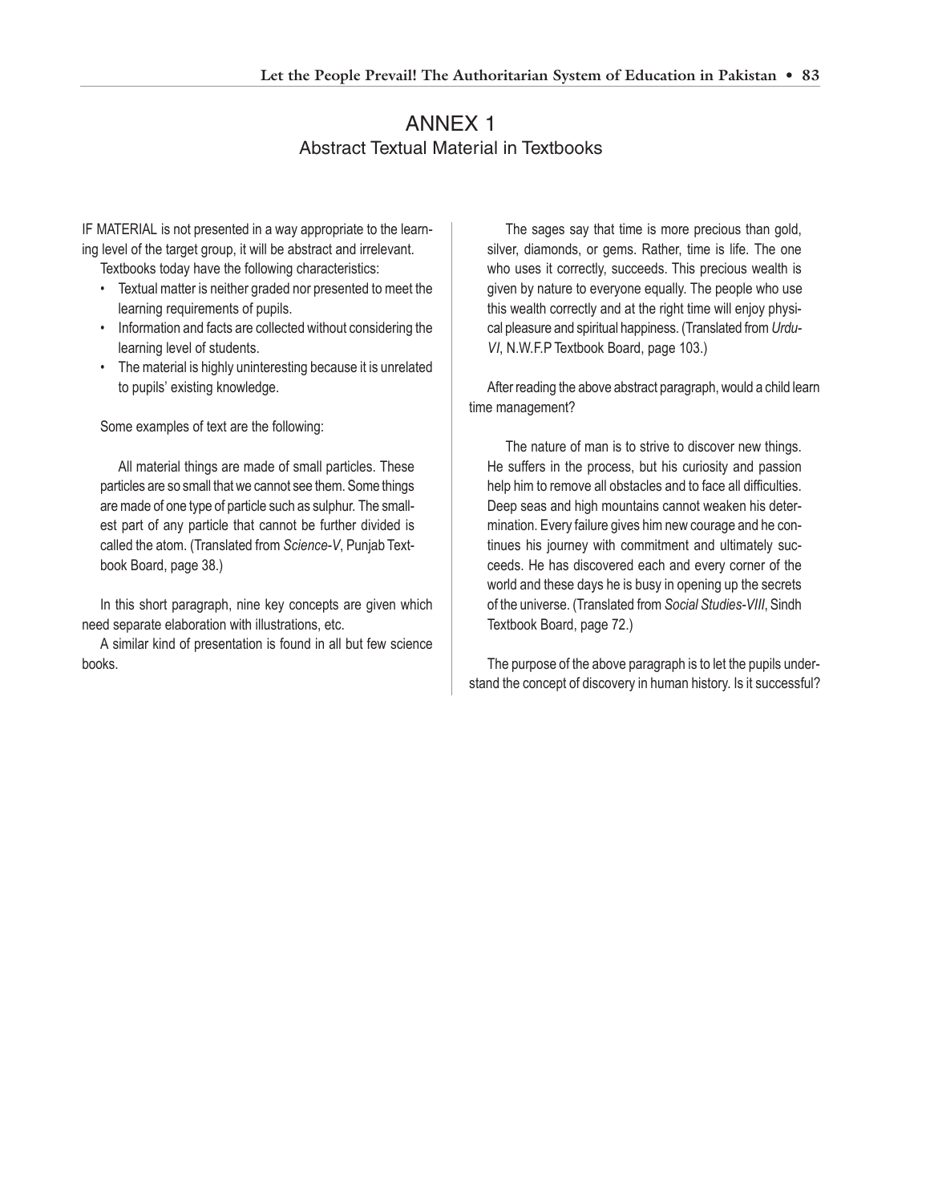# ANNEX 1

## Abstract Textual Material in Textbooks

IF MATERIAL is not presented in a way appropriate to the learning level of the target group, it will be abstract and irrelevant.

Textbooks today have the following characteristics:

- Textual matter is neither graded nor presented to meet the learning requirements of pupils.
- Information and facts are collected without considering the learning level of students.
- The material is highly uninteresting because it is unrelated to pupils' existing knowledge.

Some examples of text are the following:

> All material things are made of small particles. These particles are so small that we cannot see them. Some things are made of one type of particle such as sulphur. The smallest part of any particle that cannot be further divided is called the atom. (Translated from *Science-V*, Punjab Textbook Board, page 38.)

In this short paragraph, nine key concepts are given which need separate elaboration with illustrations, etc.

A similar kind of presentation is found in all but few science books.

> The sages say that time is more precious than gold, silver, diamonds, or gems. Rather, time is life. The one who uses it correctly, succeeds. This precious wealth is given by nature to everyone equally. The people who use this wealth correctly and at the right time will enjoy physical pleasure and spiritual happiness. (Translated from *Urdu-VI*, N.W.F.P Textbook Board, page 103.)

After reading the above abstract paragraph, would a child learn time management?

> The nature of man is to strive to discover new things. He suffers in the process, but his curiosity and passion help him to remove all obstacles and to face all difficulties. Deep seas and high mountains cannot weaken his determination. Every failure gives him new courage and he continues his journey with commitment and ultimately succeeds. He has discovered each and every corner of the world and these days he is busy in opening up the secrets of the universe. (Translated from *Social Studies-VIII*, Sindh Textbook Board, page 72.)

The purpose of the above paragraph is to let the pupils understand the concept of discovery in human history. Is it successful?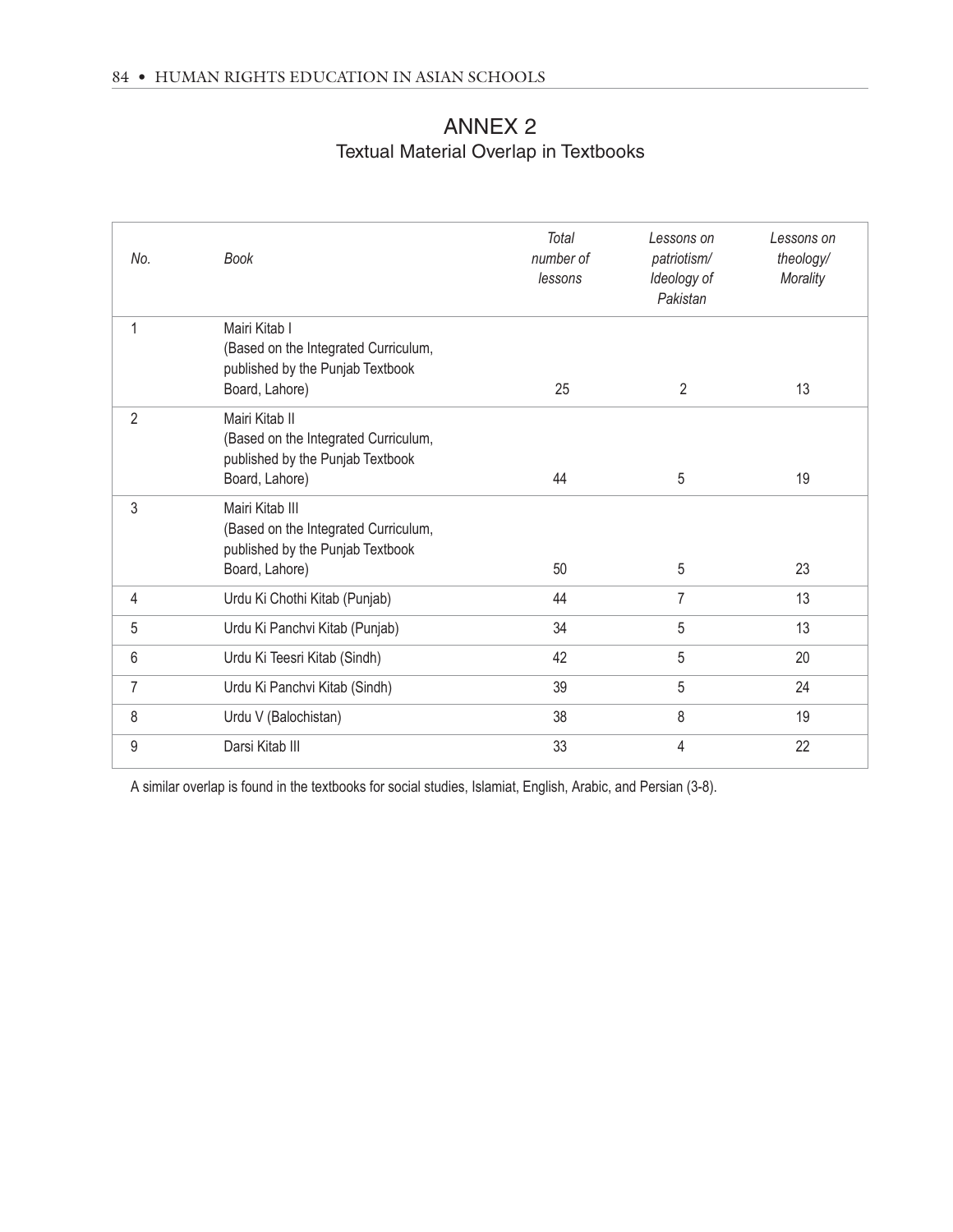# ANNEX 2

## Textual Material Overlap in Textbooks

| *No.* | *Book* | *Total number of lessons* | *Lessons on patriotism/ Ideology of Pakistan* | *Lessons on theology/ Morality* |
|---|---|---|---|---|
| 1 | Mairi Kitab I (Based on the Integrated Curriculum, published by the Punjab Textbook Board, Lahore) | 25 | 2 | 13 |
| 2 | Mairi Kitab II (Based on the Integrated Curriculum, published by the Punjab Textbook Board, Lahore) | 44 | 5 | 19 |
| 3 | Mairi Kitab III (Based on the Integrated Curriculum, published by the Punjab Textbook Board, Lahore) | 50 | 5 | 23 |
| 4 | Urdu Ki Chothi Kitab (Punjab) | 44 | 7 | 13 |
| 5 | Urdu Ki Panchvi Kitab (Punjab) | 34 | 5 | 13 |
| 6 | Urdu Ki Teesri Kitab (Sindh) | 42 | 5 | 20 |
| 7 | Urdu Ki Panchvi Kitab (Sindh) | 39 | 5 | 24 |
| 8 | Urdu V (Balochistan) | 38 | 8 | 19 |
| 9 | Darsi Kitab III | 33 | 4 | 22 |

A similar overlap is found in the textbooks for social studies, Islamiat, English, Arabic, and Persian (3-8).